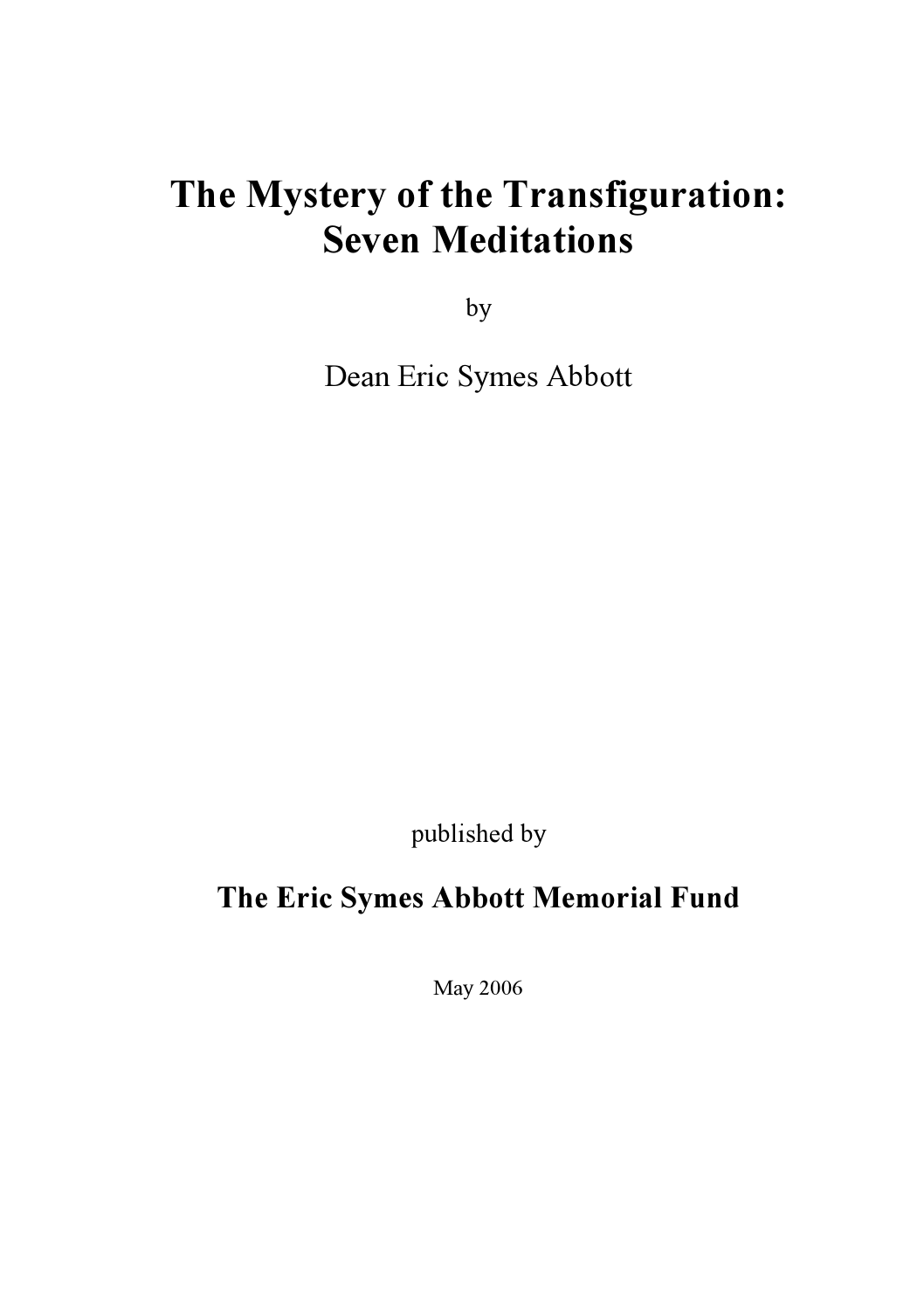# The Mystery of the Transfiguration: Seven Meditations

by

Dean Eric Symes Abbott

published by

**The Eric Symes Abbott Memorial Fund**

May 2006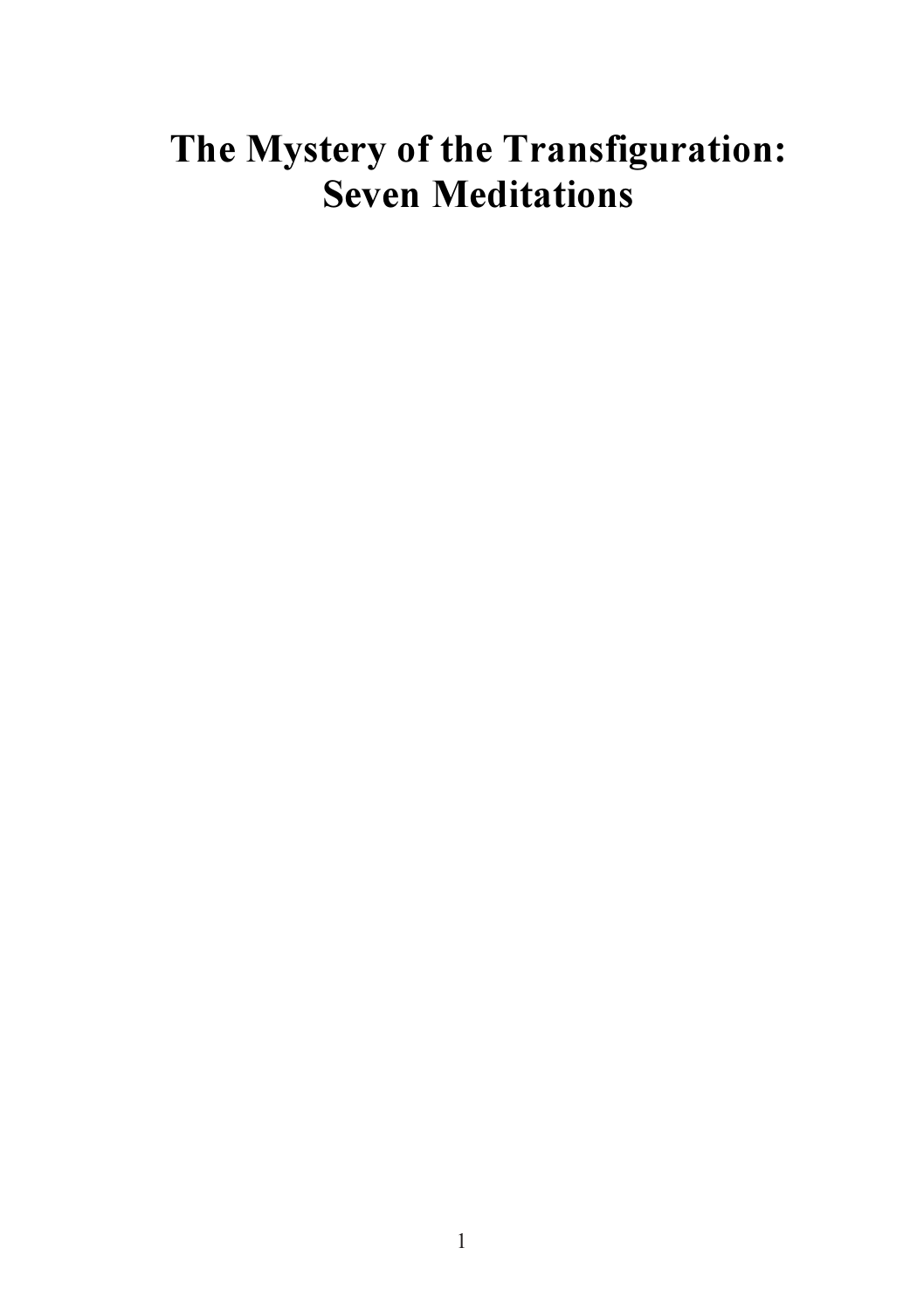# The Mystery of the Transfiguration: Seven Meditations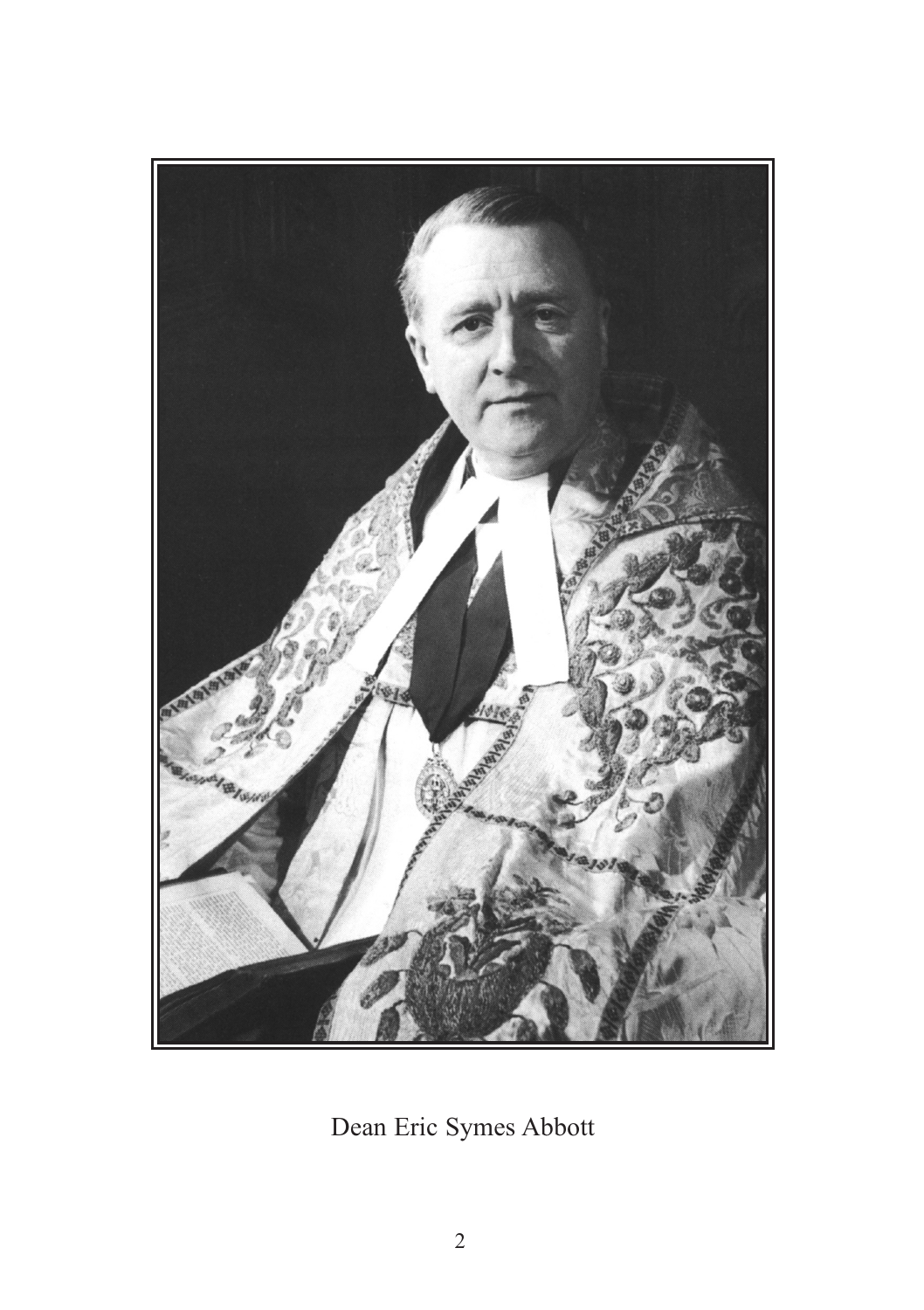Dean Eric Symes Abbott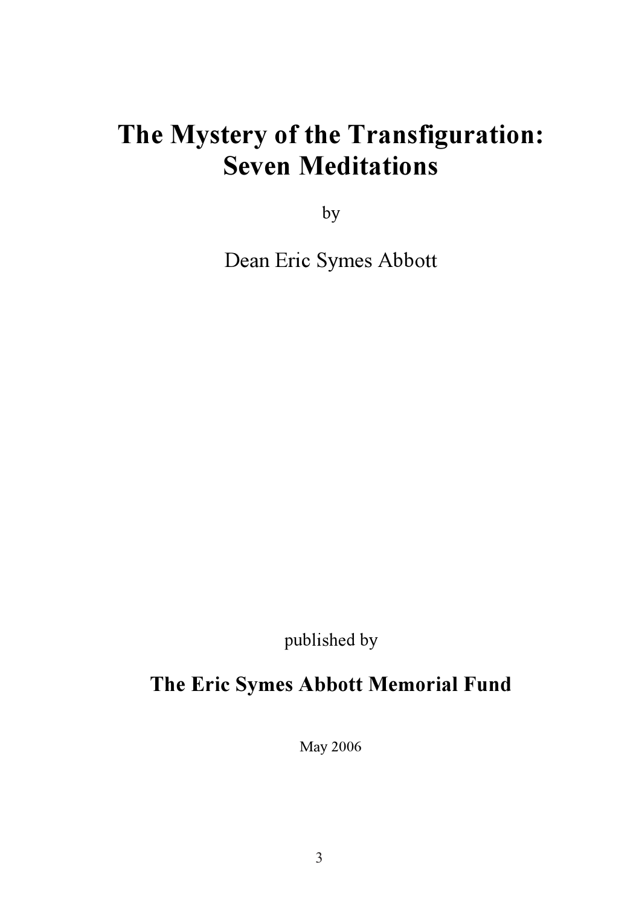# The Mystery of the Transfiguration: Seven Meditations

by

Dean Eric Symes Abbott

published by

**The Eric Symes Abbott Memorial Fund**

May 2006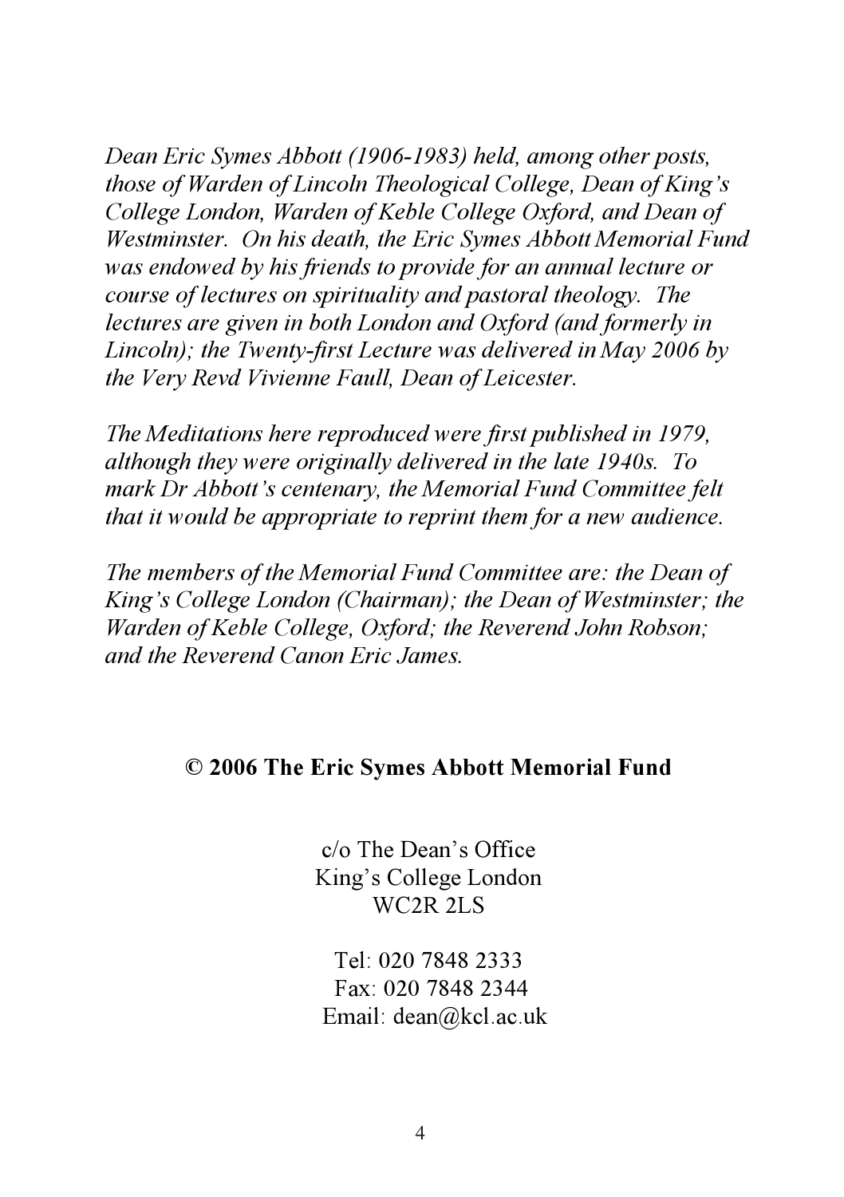*Dean Eric Symes Abbott (1906-1983) held, among other posts, those of Warden of Lincoln Theological College, Dean of King's College London, Warden of Keble College Oxford, and Dean of Westminster. On his death, the Eric Symes Abbott Memorial Fund was endowed by his friends to provide for an annual lecture or course of lectures on spirituality and pastoral theology. The lectures are given in both London and Oxford (and formerly in Lincoln); the Twenty-first Lecture was delivered in May 2006 by the Very Revd Vivienne Faull, Dean of Leicester.*

*The Meditations here reproduced were first published in 1979, although they were originally delivered in the late 1940s. To mark Dr Abbott's centenary, the Memorial Fund Committee felt that it would be appropriate to reprint them for a new audience.*

*The members of the Memorial Fund Committee are: the Dean of King's College London (Chairman); the Dean of Westminster; the Warden of Keble College, Oxford; the Reverend John Robson; and the Reverend Canon Eric James.*

**© 2006 The Eric Symes Abbott Memorial Fund**

c/o The Dean's Office
King's College London
WC2R 2LS

Tel: 020 7848 2333
Fax: 020 7848 2344
Email: dean@kcl.ac.uk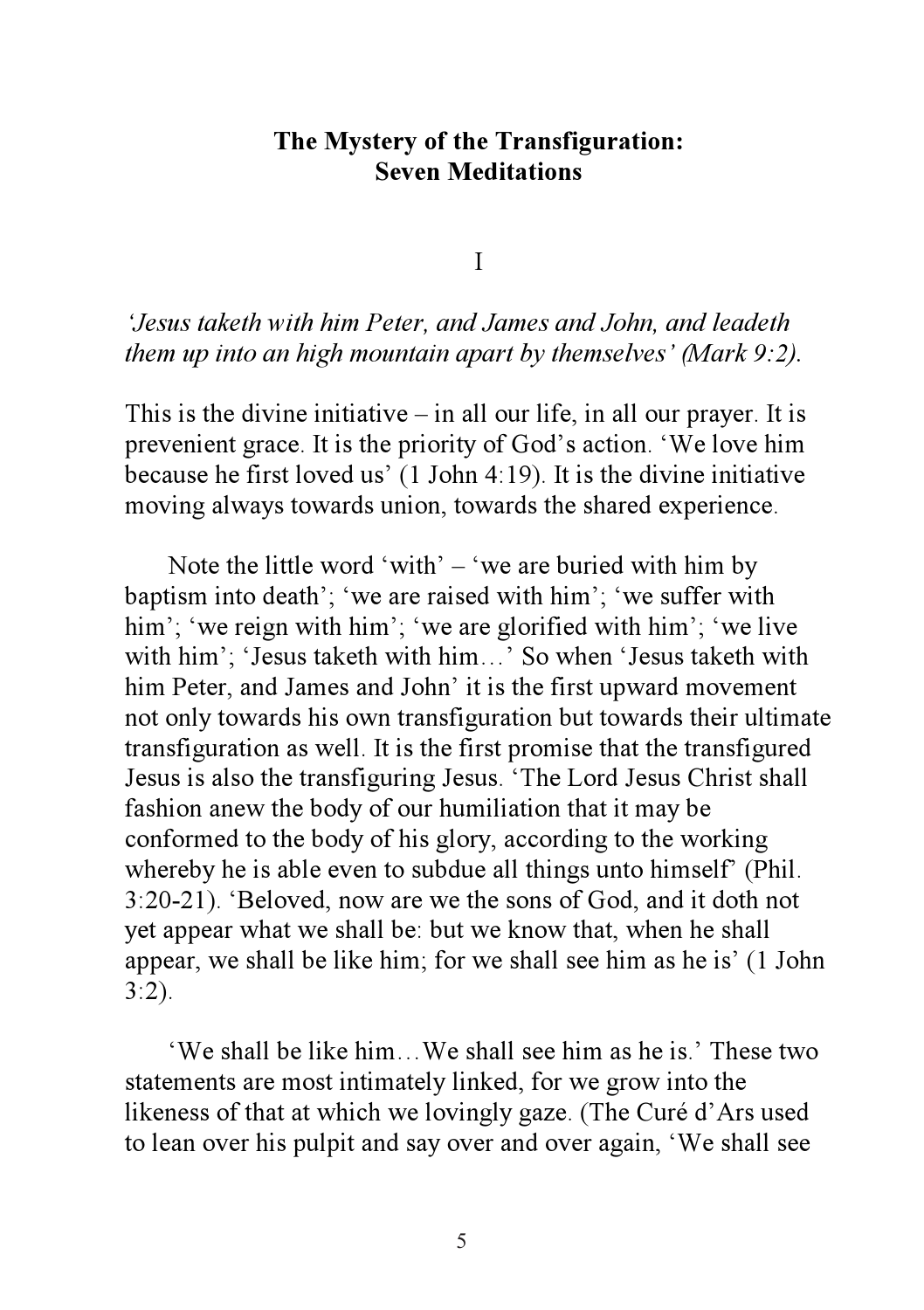# The Mystery of the Transfiguration: Seven Meditations

## I

*'Jesus taketh with him Peter, and James and John, and leadeth them up into an high mountain apart by themselves' (Mark 9:2).*

This is the divine initiative – in all our life, in all our prayer. It is prevenient grace. It is the priority of God's action. 'We love him because he first loved us' (1 John 4:19). It is the divine initiative moving always towards union, towards the shared experience.

Note the little word 'with' – 'we are buried with him by baptism into death'; 'we are raised with him'; 'we suffer with him'; 'we reign with him'; 'we are glorified with him'; 'we live with him'; 'Jesus taketh with him…' So when 'Jesus taketh with him Peter, and James and John' it is the first upward movement not only towards his own transfiguration but towards their ultimate transfiguration as well. It is the first promise that the transfigured Jesus is also the transfiguring Jesus. 'The Lord Jesus Christ shall fashion anew the body of our humiliation that it may be conformed to the body of his glory, according to the working whereby he is able even to subdue all things unto himself' (Phil. 3:20-21). 'Beloved, now are we the sons of God, and it doth not yet appear what we shall be: but we know that, when he shall appear, we shall be like him; for we shall see him as he is' (1 John 3:2).

'We shall be like him…We shall see him as he is.' These two statements are most intimately linked, for we grow into the likeness of that at which we lovingly gaze. (The Curé d'Ars used to lean over his pulpit and say over and over again, 'We shall see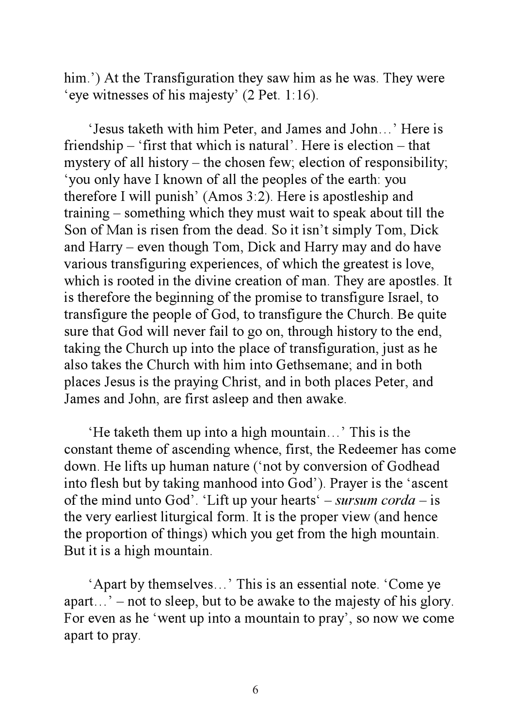him.') At the Transfiguration they saw him as he was. They were 'eye witnesses of his majesty' (2 Pet. 1:16).

'Jesus taketh with him Peter, and James and John…' Here is friendship – 'first that which is natural'. Here is election – that mystery of all history – the chosen few; election of responsibility; 'you only have I known of all the peoples of the earth: you therefore I will punish' (Amos 3:2). Here is apostleship and training – something which they must wait to speak about till the Son of Man is risen from the dead. So it isn't simply Tom, Dick and Harry – even though Tom, Dick and Harry may and do have various transfiguring experiences, of which the greatest is love, which is rooted in the divine creation of man. They are apostles. It is therefore the beginning of the promise to transfigure Israel, to transfigure the people of God, to transfigure the Church. Be quite sure that God will never fail to go on, through history to the end, taking the Church up into the place of transfiguration, just as he also takes the Church with him into Gethsemane; and in both places Jesus is the praying Christ, and in both places Peter, and James and John, are first asleep and then awake.

'He taketh them up into a high mountain…' This is the constant theme of ascending whence, first, the Redeemer has come down. He lifts up human nature ('not by conversion of Godhead into flesh but by taking manhood into God'). Prayer is the 'ascent of the mind unto God'. 'Lift up your hearts' – *sursum corda* – is the very earliest liturgical form. It is the proper view (and hence the proportion of things) which you get from the high mountain. But it is a high mountain.

'Apart by themselves…' This is an essential note. 'Come ye apart…' – not to sleep, but to be awake to the majesty of his glory. For even as he 'went up into a mountain to pray', so now we come apart to pray.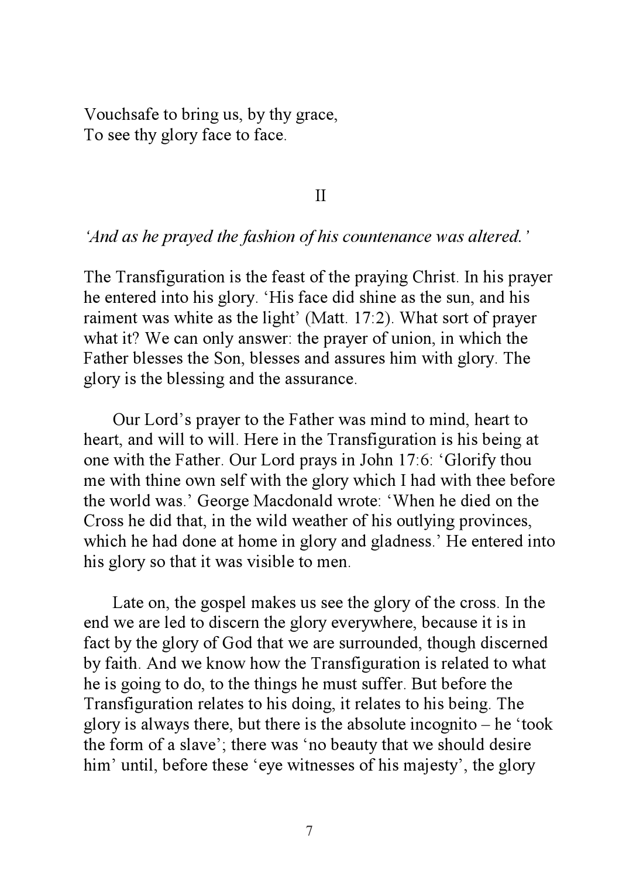Vouchsafe to bring us, by thy grace,  
To see thy glory face to face.

II

*'And as he prayed the fashion of his countenance was altered.'*

The Transfiguration is the feast of the praying Christ. In his prayer he entered into his glory. 'His face did shine as the sun, and his raiment was white as the light' (Matt. 17:2). What sort of prayer what it? We can only answer: the prayer of union, in which the Father blesses the Son, blesses and assures him with glory. The glory is the blessing and the assurance.

Our Lord's prayer to the Father was mind to mind, heart to heart, and will to will. Here in the Transfiguration is his being at one with the Father. Our Lord prays in John 17:6: 'Glorify thou me with thine own self with the glory which I had with thee before the world was.' George Macdonald wrote: 'When he died on the Cross he did that, in the wild weather of his outlying provinces, which he had done at home in glory and gladness.' He entered into his glory so that it was visible to men.

Late on, the gospel makes us see the glory of the cross. In the end we are led to discern the glory everywhere, because it is in fact by the glory of God that we are surrounded, though discerned by faith. And we know how the Transfiguration is related to what he is going to do, to the things he must suffer. But before the Transfiguration relates to his doing, it relates to his being. The glory is always there, but there is the absolute incognito – he 'took the form of a slave'; there was 'no beauty that we should desire him' until, before these 'eye witnesses of his majesty', the glory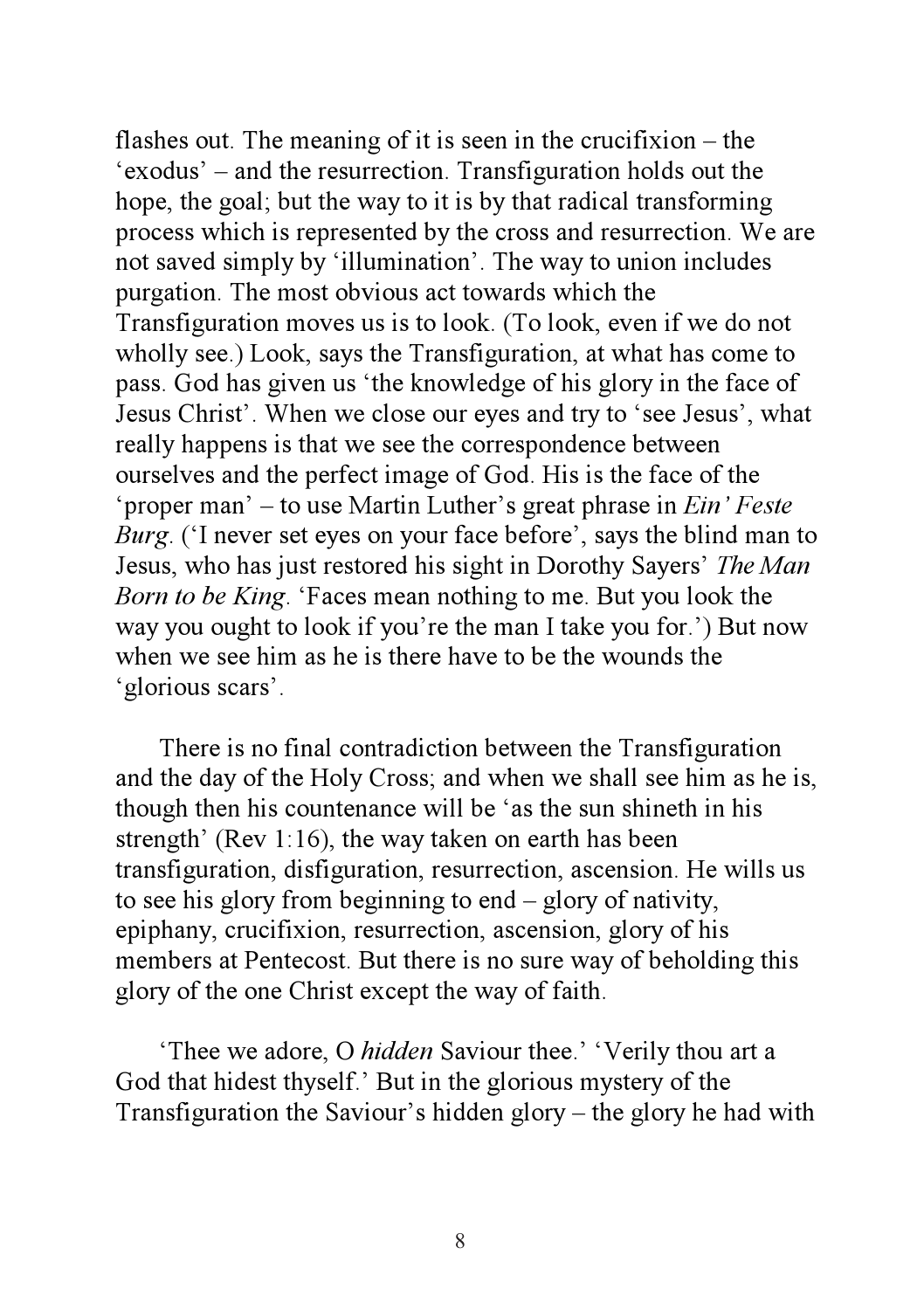flashes out. The meaning of it is seen in the crucifixion – the 'exodus' – and the resurrection. Transfiguration holds out the hope, the goal; but the way to it is by that radical transforming process which is represented by the cross and resurrection. We are not saved simply by 'illumination'. The way to union includes purgation. The most obvious act towards which the Transfiguration moves us is to look. (To look, even if we do not wholly see.) Look, says the Transfiguration, at what has come to pass. God has given us 'the knowledge of his glory in the face of Jesus Christ'. When we close our eyes and try to 'see Jesus', what really happens is that we see the correspondence between ourselves and the perfect image of God. His is the face of the 'proper man' – to use Martin Luther's great phrase in *Ein' Feste Burg*. ('I never set eyes on your face before', says the blind man to Jesus, who has just restored his sight in Dorothy Sayers' *The Man Born to be King*. 'Faces mean nothing to me. But you look the way you ought to look if you're the man I take you for.') But now when we see him as he is there have to be the wounds the 'glorious scars'.

There is no final contradiction between the Transfiguration and the day of the Holy Cross; and when we shall see him as he is, though then his countenance will be 'as the sun shineth in his strength' (Rev 1:16), the way taken on earth has been transfiguration, disfiguration, resurrection, ascension. He wills us to see his glory from beginning to end – glory of nativity, epiphany, crucifixion, resurrection, ascension, glory of his members at Pentecost. But there is no sure way of beholding this glory of the one Christ except the way of faith.

'Thee we adore, O *hidden* Saviour thee.' 'Verily thou art a God that hidest thyself.' But in the glorious mystery of the Transfiguration the Saviour's hidden glory – the glory he had with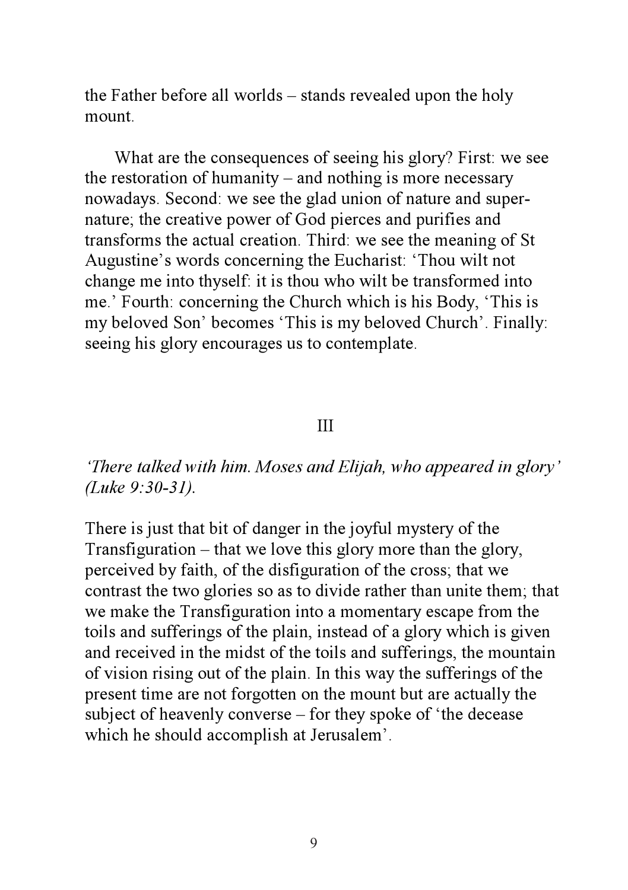the Father before all worlds – stands revealed upon the holy mount.

What are the consequences of seeing his glory? First: we see the restoration of humanity – and nothing is more necessary nowadays. Second: we see the glad union of nature and super-nature; the creative power of God pierces and purifies and transforms the actual creation. Third: we see the meaning of St Augustine's words concerning the Eucharist: 'Thou wilt not change me into thyself: it is thou who wilt be transformed into me.' Fourth: concerning the Church which is his Body, 'This is my beloved Son' becomes 'This is my beloved Church'. Finally: seeing his glory encourages us to contemplate.

## III

*'There talked with him. Moses and Elijah, who appeared in glory' (Luke 9:30-31).*

There is just that bit of danger in the joyful mystery of the Transfiguration – that we love this glory more than the glory, perceived by faith, of the disfiguration of the cross; that we contrast the two glories so as to divide rather than unite them; that we make the Transfiguration into a momentary escape from the toils and sufferings of the plain, instead of a glory which is given and received in the midst of the toils and sufferings, the mountain of vision rising out of the plain. In this way the sufferings of the present time are not forgotten on the mount but are actually the subject of heavenly converse – for they spoke of 'the decease which he should accomplish at Jerusalem'.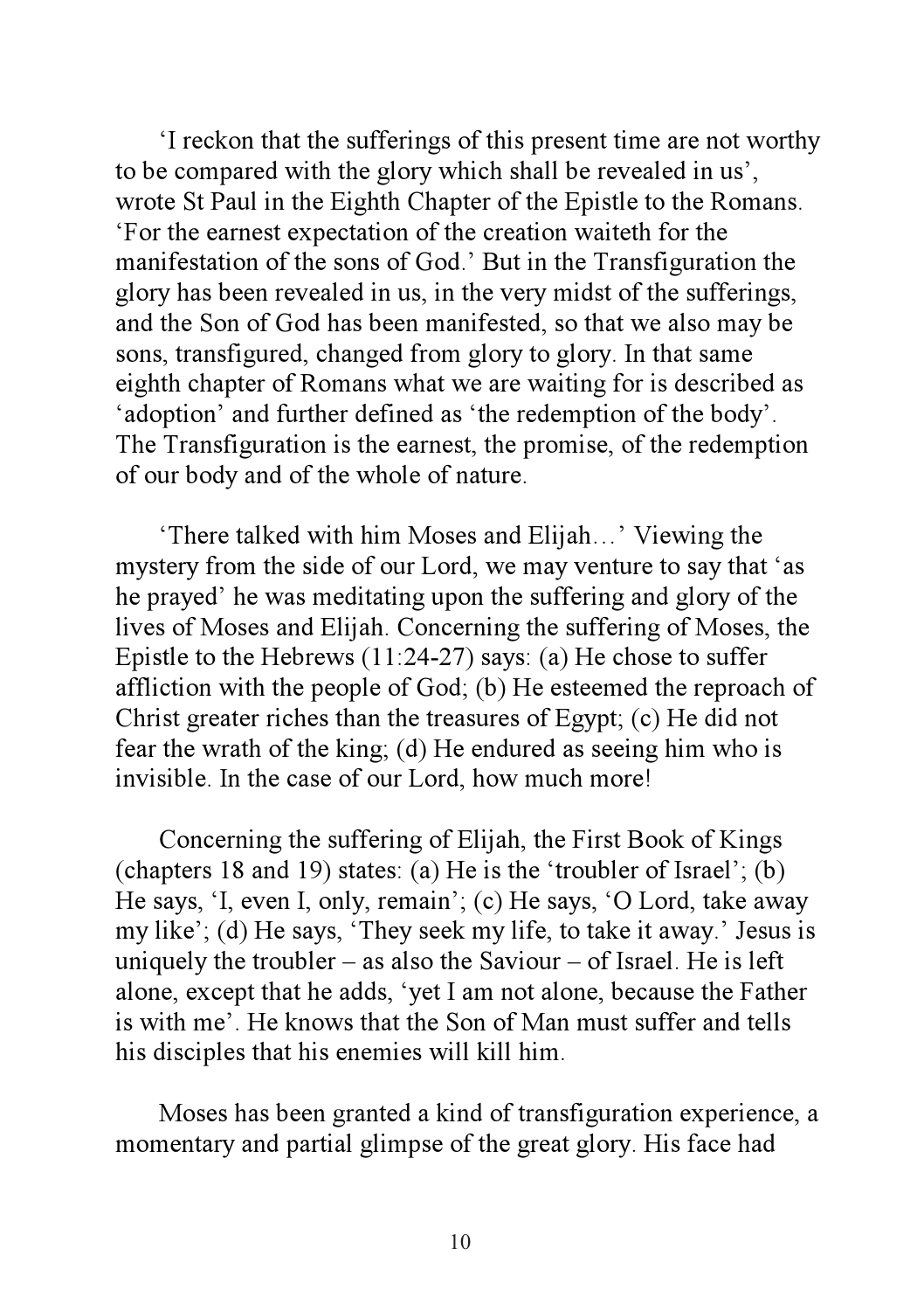‘I reckon that the sufferings of this present time are not worthy to be compared with the glory which shall be revealed in us’, wrote St Paul in the Eighth Chapter of the Epistle to the Romans. ‘For the earnest expectation of the creation waiteth for the manifestation of the sons of God.’ But in the Transfiguration the glory has been revealed in us, in the very midst of the sufferings, and the Son of God has been manifested, so that we also may be sons, transfigured, changed from glory to glory. In that same eighth chapter of Romans what we are waiting for is described as ‘adoption’ and further defined as ‘the redemption of the body’. The Transfiguration is the earnest, the promise, of the redemption of our body and of the whole of nature.

‘There talked with him Moses and Elijah…’ Viewing the mystery from the side of our Lord, we may venture to say that ‘as he prayed’ he was meditating upon the suffering and glory of the lives of Moses and Elijah. Concerning the suffering of Moses, the Epistle to the Hebrews (11:24-27) says: (a) He chose to suffer affliction with the people of God; (b) He esteemed the reproach of Christ greater riches than the treasures of Egypt; (c) He did not fear the wrath of the king; (d) He endured as seeing him who is invisible. In the case of our Lord, how much more!

Concerning the suffering of Elijah, the First Book of Kings (chapters 18 and 19) states: (a) He is the ‘troubler of Israel’; (b) He says, ‘I, even I, only, remain’; (c) He says, ‘O Lord, take away my like’; (d) He says, ‘They seek my life, to take it away.’ Jesus is uniquely the troubler – as also the Saviour – of Israel. He is left alone, except that he adds, ‘yet I am not alone, because the Father is with me’. He knows that the Son of Man must suffer and tells his disciples that his enemies will kill him.

Moses has been granted a kind of transfiguration experience, a momentary and partial glimpse of the great glory. His face had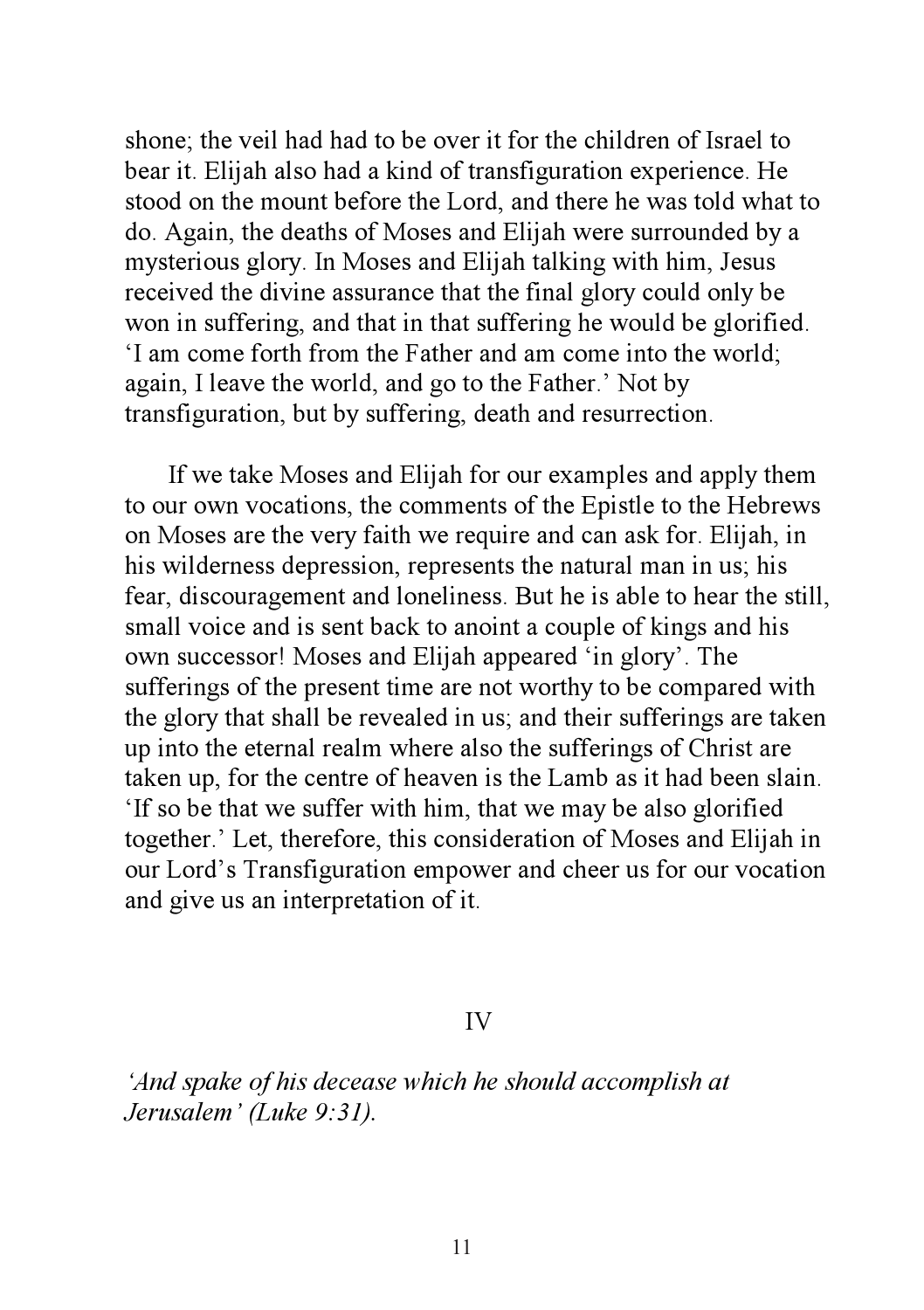shone; the veil had had to be over it for the children of Israel to bear it. Elijah also had a kind of transfiguration experience. He stood on the mount before the Lord, and there he was told what to do. Again, the deaths of Moses and Elijah were surrounded by a mysterious glory. In Moses and Elijah talking with him, Jesus received the divine assurance that the final glory could only be won in suffering, and that in that suffering he would be glorified. 'I am come forth from the Father and am come into the world; again, I leave the world, and go to the Father.' Not by transfiguration, but by suffering, death and resurrection.

If we take Moses and Elijah for our examples and apply them to our own vocations, the comments of the Epistle to the Hebrews on Moses are the very faith we require and can ask for. Elijah, in his wilderness depression, represents the natural man in us; his fear, discouragement and loneliness. But he is able to hear the still, small voice and is sent back to anoint a couple of kings and his own successor! Moses and Elijah appeared 'in glory'. The sufferings of the present time are not worthy to be compared with the glory that shall be revealed in us; and their sufferings are taken up into the eternal realm where also the sufferings of Christ are taken up, for the centre of heaven is the Lamb as it had been slain. 'If so be that we suffer with him, that we may be also glorified together.' Let, therefore, this consideration of Moses and Elijah in our Lord's Transfiguration empower and cheer us for our vocation and give us an interpretation of it.

## IV

*'And spake of his decease which he should accomplish at Jerusalem' (Luke 9:31).*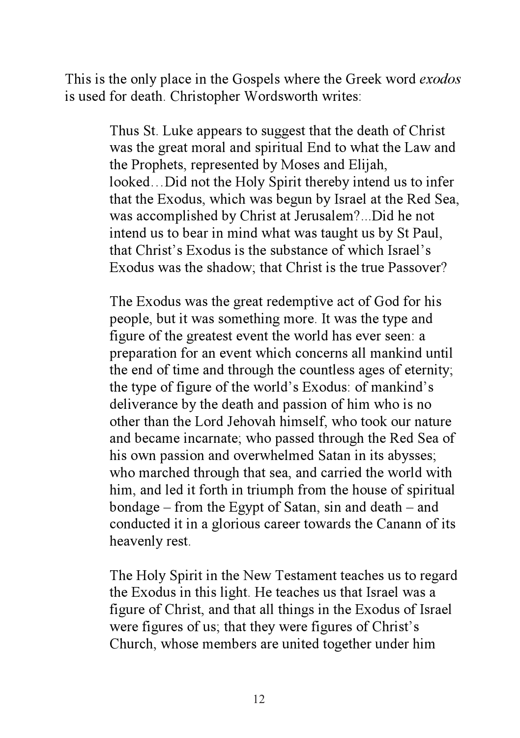This is the only place in the Gospels where the Greek word *exodos* is used for death. Christopher Wordsworth writes:

> Thus St. Luke appears to suggest that the death of Christ was the great moral and spiritual End to what the Law and the Prophets, represented by Moses and Elijah, looked…Did not the Holy Spirit thereby intend us to infer that the Exodus, which was begun by Israel at the Red Sea, was accomplished by Christ at Jerusalem?...Did he not intend us to bear in mind what was taught us by St Paul, that Christ's Exodus is the substance of which Israel's Exodus was the shadow; that Christ is the true Passover?
>
> The Exodus was the great redemptive act of God for his people, but it was something more. It was the type and figure of the greatest event the world has ever seen: a preparation for an event which concerns all mankind until the end of time and through the countless ages of eternity; the type of figure of the world's Exodus: of mankind's deliverance by the death and passion of him who is no other than the Lord Jehovah himself, who took our nature and became incarnate; who passed through the Red Sea of his own passion and overwhelmed Satan in its abysses; who marched through that sea, and carried the world with him, and led it forth in triumph from the house of spiritual bondage – from the Egypt of Satan, sin and death – and conducted it in a glorious career towards the Canann of its heavenly rest.
>
> The Holy Spirit in the New Testament teaches us to regard the Exodus in this light. He teaches us that Israel was a figure of Christ, and that all things in the Exodus of Israel were figures of us; that they were figures of Christ's Church, whose members are united together under him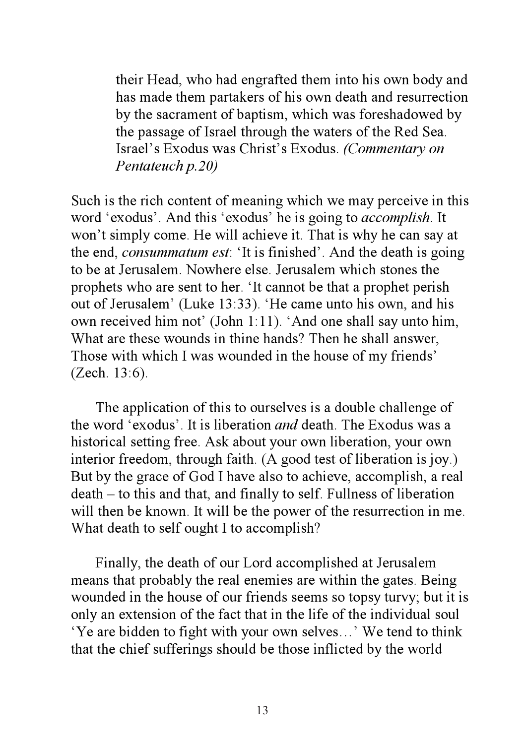> their Head, who had engrafted them into his own body and has made them partakers of his own death and resurrection by the sacrament of baptism, which was foreshadowed by the passage of Israel through the waters of the Red Sea. Israel's Exodus was Christ's Exodus. *(Commentary on Pentateuch p.20)*

Such is the rich content of meaning which we may perceive in this word 'exodus'. And this 'exodus' he is going to *accomplish*. It won't simply come. He will achieve it. That is why he can say at the end, *consummatum est*: 'It is finished'. And the death is going to be at Jerusalem. Nowhere else. Jerusalem which stones the prophets who are sent to her. 'It cannot be that a prophet perish out of Jerusalem' (Luke 13:33). 'He came unto his own, and his own received him not' (John 1:11). 'And one shall say unto him, What are these wounds in thine hands? Then he shall answer, Those with which I was wounded in the house of my friends' (Zech. 13:6).

The application of this to ourselves is a double challenge of the word 'exodus'. It is liberation *and* death. The Exodus was a historical setting free. Ask about your own liberation, your own interior freedom, through faith. (A good test of liberation is joy.) But by the grace of God I have also to achieve, accomplish, a real death – to this and that, and finally to self. Fullness of liberation will then be known. It will be the power of the resurrection in me. What death to self ought I to accomplish?

Finally, the death of our Lord accomplished at Jerusalem means that probably the real enemies are within the gates. Being wounded in the house of our friends seems so topsy turvy; but it is only an extension of the fact that in the life of the individual soul 'Ye are bidden to fight with your own selves…' We tend to think that the chief sufferings should be those inflicted by the world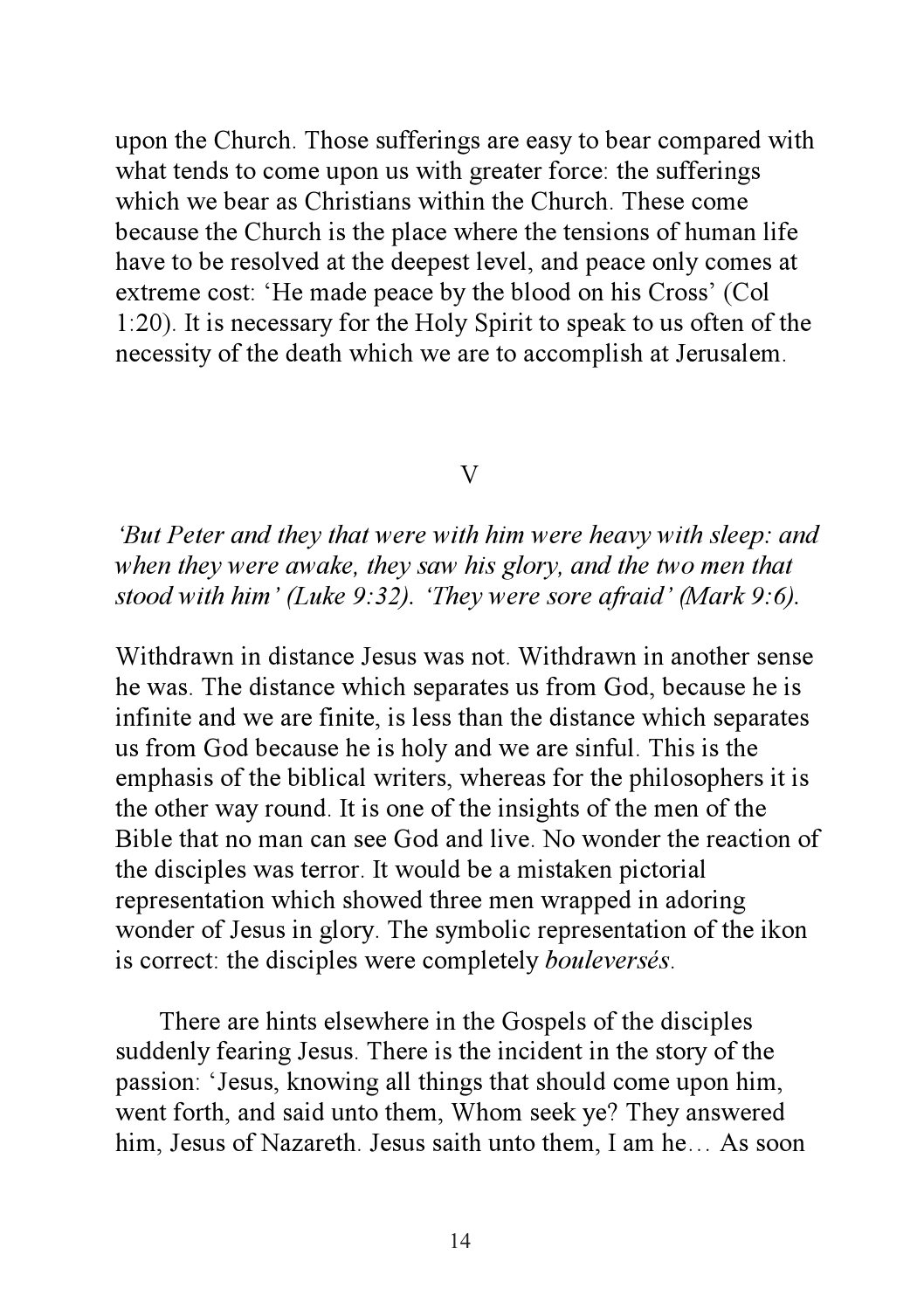upon the Church. Those sufferings are easy to bear compared with what tends to come upon us with greater force: the sufferings which we bear as Christians within the Church. These come because the Church is the place where the tensions of human life have to be resolved at the deepest level, and peace only comes at extreme cost: 'He made peace by the blood on his Cross' (Col 1:20). It is necessary for the Holy Spirit to speak to us often of the necessity of the death which we are to accomplish at Jerusalem.

## V

*'But Peter and they that were with him were heavy with sleep: and when they were awake, they saw his glory, and the two men that stood with him' (Luke 9:32). 'They were sore afraid' (Mark 9:6).*

Withdrawn in distance Jesus was not. Withdrawn in another sense he was. The distance which separates us from God, because he is infinite and we are finite, is less than the distance which separates us from God because he is holy and we are sinful. This is the emphasis of the biblical writers, whereas for the philosophers it is the other way round. It is one of the insights of the men of the Bible that no man can see God and live. No wonder the reaction of the disciples was terror. It would be a mistaken pictorial representation which showed three men wrapped in adoring wonder of Jesus in glory. The symbolic representation of the ikon is correct: the disciples were completely *bouleversés*.

There are hints elsewhere in the Gospels of the disciples suddenly fearing Jesus. There is the incident in the story of the passion: 'Jesus, knowing all things that should come upon him, went forth, and said unto them, Whom seek ye? They answered him, Jesus of Nazareth. Jesus saith unto them, I am he… As soon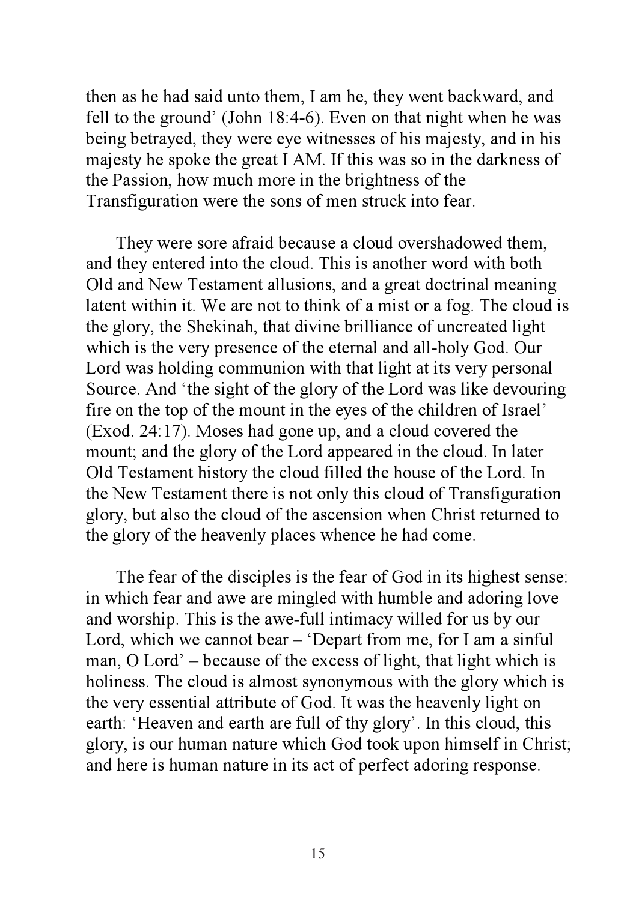then as he had said unto them, I am he, they went backward, and fell to the ground' (John 18:4-6). Even on that night when he was being betrayed, they were eye witnesses of his majesty, and in his majesty he spoke the great I AM. If this was so in the darkness of the Passion, how much more in the brightness of the Transfiguration were the sons of men struck into fear.

They were sore afraid because a cloud overshadowed them, and they entered into the cloud. This is another word with both Old and New Testament allusions, and a great doctrinal meaning latent within it. We are not to think of a mist or a fog. The cloud is the glory, the Shekinah, that divine brilliance of uncreated light which is the very presence of the eternal and all-holy God. Our Lord was holding communion with that light at its very personal Source. And 'the sight of the glory of the Lord was like devouring fire on the top of the mount in the eyes of the children of Israel' (Exod. 24:17). Moses had gone up, and a cloud covered the mount; and the glory of the Lord appeared in the cloud. In later Old Testament history the cloud filled the house of the Lord. In the New Testament there is not only this cloud of Transfiguration glory, but also the cloud of the ascension when Christ returned to the glory of the heavenly places whence he had come.

The fear of the disciples is the fear of God in its highest sense: in which fear and awe are mingled with humble and adoring love and worship. This is the awe-full intimacy willed for us by our Lord, which we cannot bear – 'Depart from me, for I am a sinful man, O Lord' – because of the excess of light, that light which is holiness. The cloud is almost synonymous with the glory which is the very essential attribute of God. It was the heavenly light on earth: 'Heaven and earth are full of thy glory'. In this cloud, this glory, is our human nature which God took upon himself in Christ; and here is human nature in its act of perfect adoring response.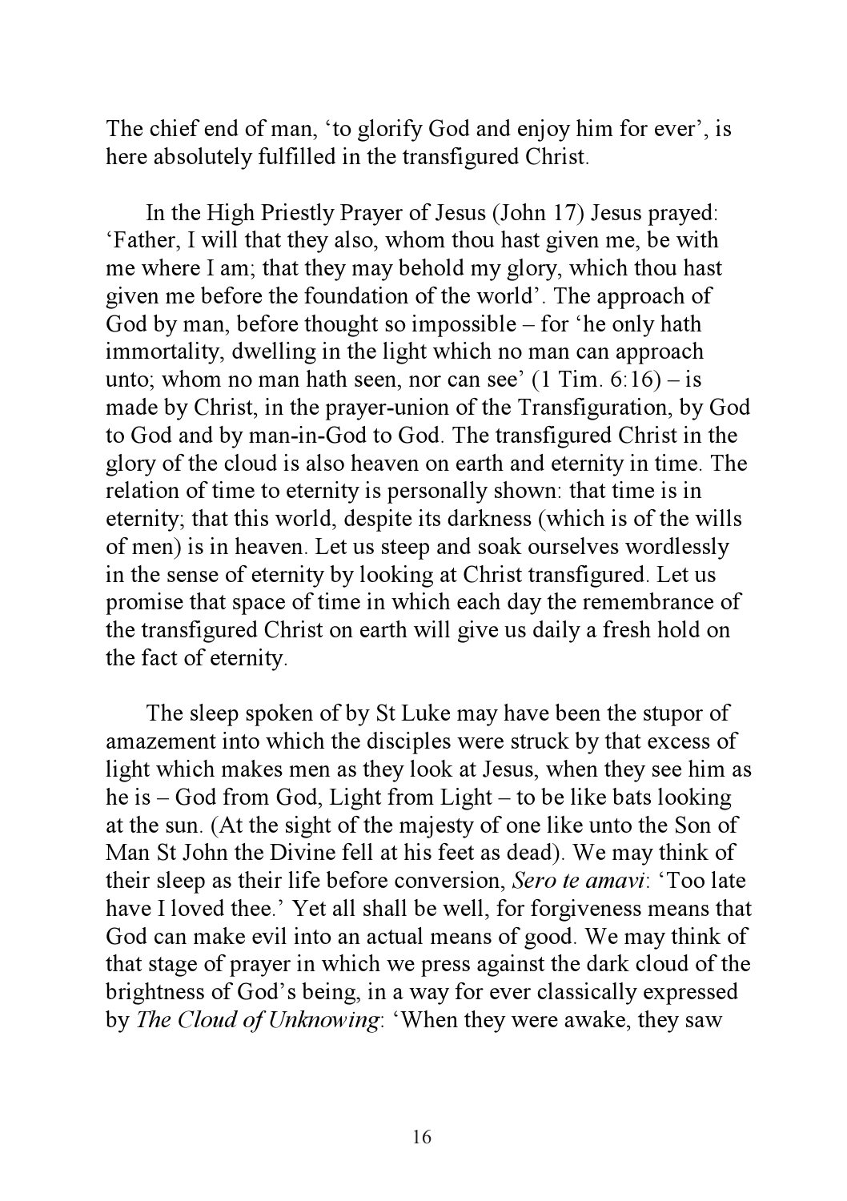The chief end of man, 'to glorify God and enjoy him for ever', is here absolutely fulfilled in the transfigured Christ.

In the High Priestly Prayer of Jesus (John 17) Jesus prayed: 'Father, I will that they also, whom thou hast given me, be with me where I am; that they may behold my glory, which thou hast given me before the foundation of the world'. The approach of God by man, before thought so impossible – for 'he only hath immortality, dwelling in the light which no man can approach unto; whom no man hath seen, nor can see' (1 Tim. 6:16) – is made by Christ, in the prayer-union of the Transfiguration, by God to God and by man-in-God to God. The transfigured Christ in the glory of the cloud is also heaven on earth and eternity in time. The relation of time to eternity is personally shown: that time is in eternity; that this world, despite its darkness (which is of the wills of men) is in heaven. Let us steep and soak ourselves wordlessly in the sense of eternity by looking at Christ transfigured. Let us promise that space of time in which each day the remembrance of the transfigured Christ on earth will give us daily a fresh hold on the fact of eternity.

The sleep spoken of by St Luke may have been the stupor of amazement into which the disciples were struck by that excess of light which makes men as they look at Jesus, when they see him as he is – God from God, Light from Light – to be like bats looking at the sun. (At the sight of the majesty of one like unto the Son of Man St John the Divine fell at his feet as dead). We may think of their sleep as their life before conversion, *Sero te amavi*: 'Too late have I loved thee.' Yet all shall be well, for forgiveness means that God can make evil into an actual means of good. We may think of that stage of prayer in which we press against the dark cloud of the brightness of God's being, in a way for ever classically expressed by *The Cloud of Unknowing*: 'When they were awake, they saw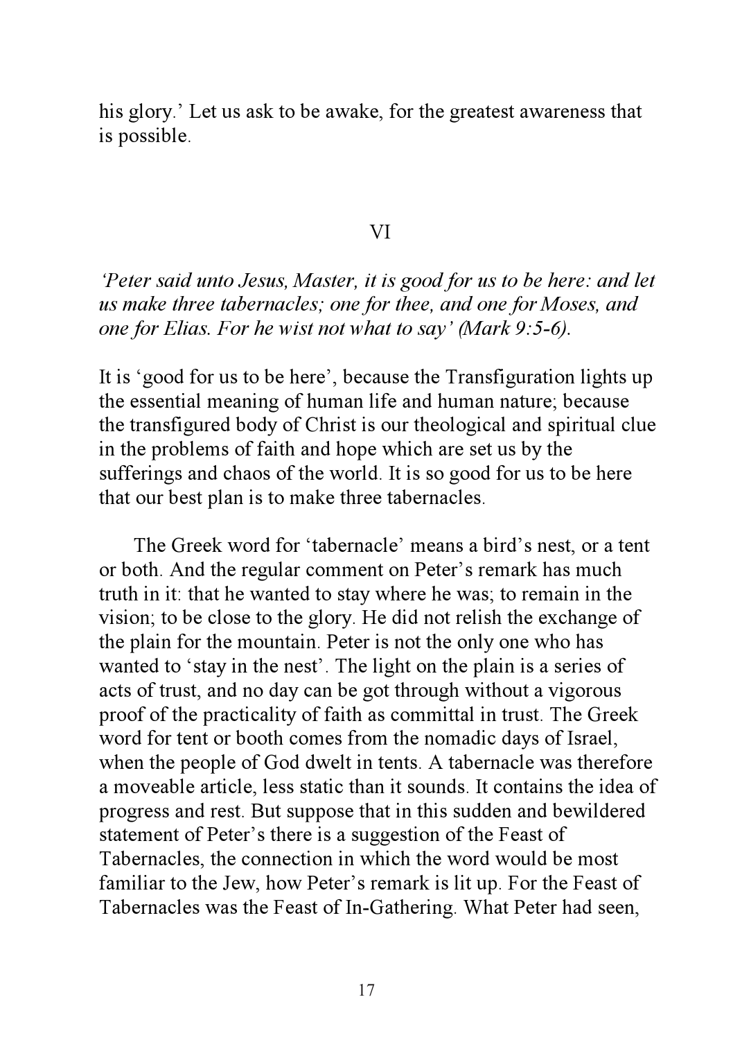his glory.' Let us ask to be awake, for the greatest awareness that is possible.

## VI

*'Peter said unto Jesus, Master, it is good for us to be here: and let us make three tabernacles; one for thee, and one for Moses, and one for Elias. For he wist not what to say' (Mark 9:5-6).*

It is 'good for us to be here', because the Transfiguration lights up the essential meaning of human life and human nature; because the transfigured body of Christ is our theological and spiritual clue in the problems of faith and hope which are set us by the sufferings and chaos of the world. It is so good for us to be here that our best plan is to make three tabernacles.

The Greek word for 'tabernacle' means a bird's nest, or a tent or both. And the regular comment on Peter's remark has much truth in it: that he wanted to stay where he was; to remain in the vision; to be close to the glory. He did not relish the exchange of the plain for the mountain. Peter is not the only one who has wanted to 'stay in the nest'. The light on the plain is a series of acts of trust, and no day can be got through without a vigorous proof of the practicality of faith as committal in trust. The Greek word for tent or booth comes from the nomadic days of Israel, when the people of God dwelt in tents. A tabernacle was therefore a moveable article, less static than it sounds. It contains the idea of progress and rest. But suppose that in this sudden and bewildered statement of Peter's there is a suggestion of the Feast of Tabernacles, the connection in which the word would be most familiar to the Jew, how Peter's remark is lit up. For the Feast of Tabernacles was the Feast of In-Gathering. What Peter had seen,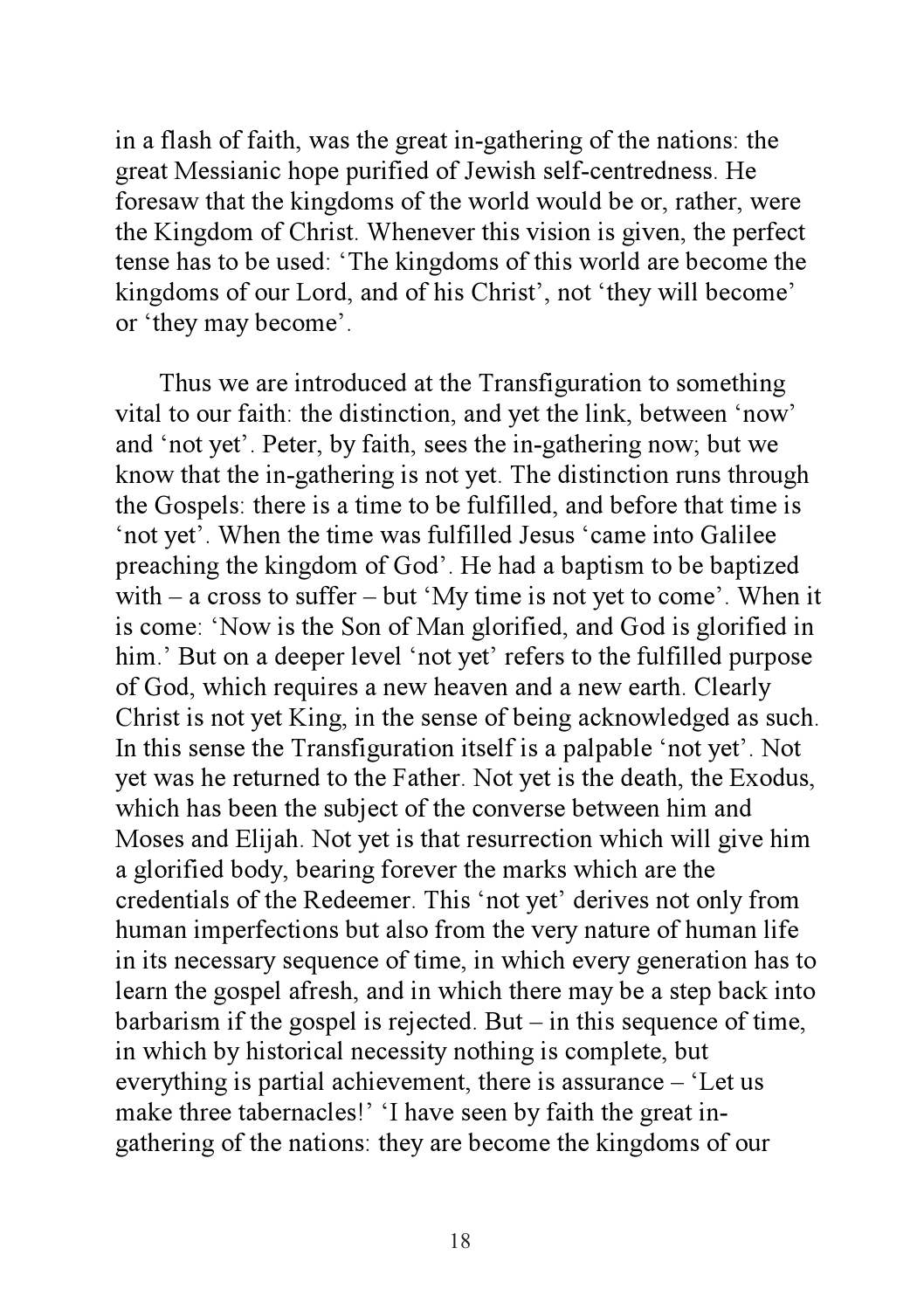in a flash of faith, was the great in-gathering of the nations: the great Messianic hope purified of Jewish self-centredness. He foresaw that the kingdoms of the world would be or, rather, were the Kingdom of Christ. Whenever this vision is given, the perfect tense has to be used: 'The kingdoms of this world are become the kingdoms of our Lord, and of his Christ', not 'they will become' or 'they may become'.

Thus we are introduced at the Transfiguration to something vital to our faith: the distinction, and yet the link, between 'now' and 'not yet'. Peter, by faith, sees the in-gathering now; but we know that the in-gathering is not yet. The distinction runs through the Gospels: there is a time to be fulfilled, and before that time is 'not yet'. When the time was fulfilled Jesus 'came into Galilee preaching the kingdom of God'. He had a baptism to be baptized with – a cross to suffer – but 'My time is not yet to come'. When it is come: 'Now is the Son of Man glorified, and God is glorified in him.' But on a deeper level 'not yet' refers to the fulfilled purpose of God, which requires a new heaven and a new earth. Clearly Christ is not yet King, in the sense of being acknowledged as such. In this sense the Transfiguration itself is a palpable 'not yet'. Not yet was he returned to the Father. Not yet is the death, the Exodus, which has been the subject of the converse between him and Moses and Elijah. Not yet is that resurrection which will give him a glorified body, bearing forever the marks which are the credentials of the Redeemer. This 'not yet' derives not only from human imperfections but also from the very nature of human life in its necessary sequence of time, in which every generation has to learn the gospel afresh, and in which there may be a step back into barbarism if the gospel is rejected. But – in this sequence of time, in which by historical necessity nothing is complete, but everything is partial achievement, there is assurance – 'Let us make three tabernacles!' 'I have seen by faith the great in-gathering of the nations: they are become the kingdoms of our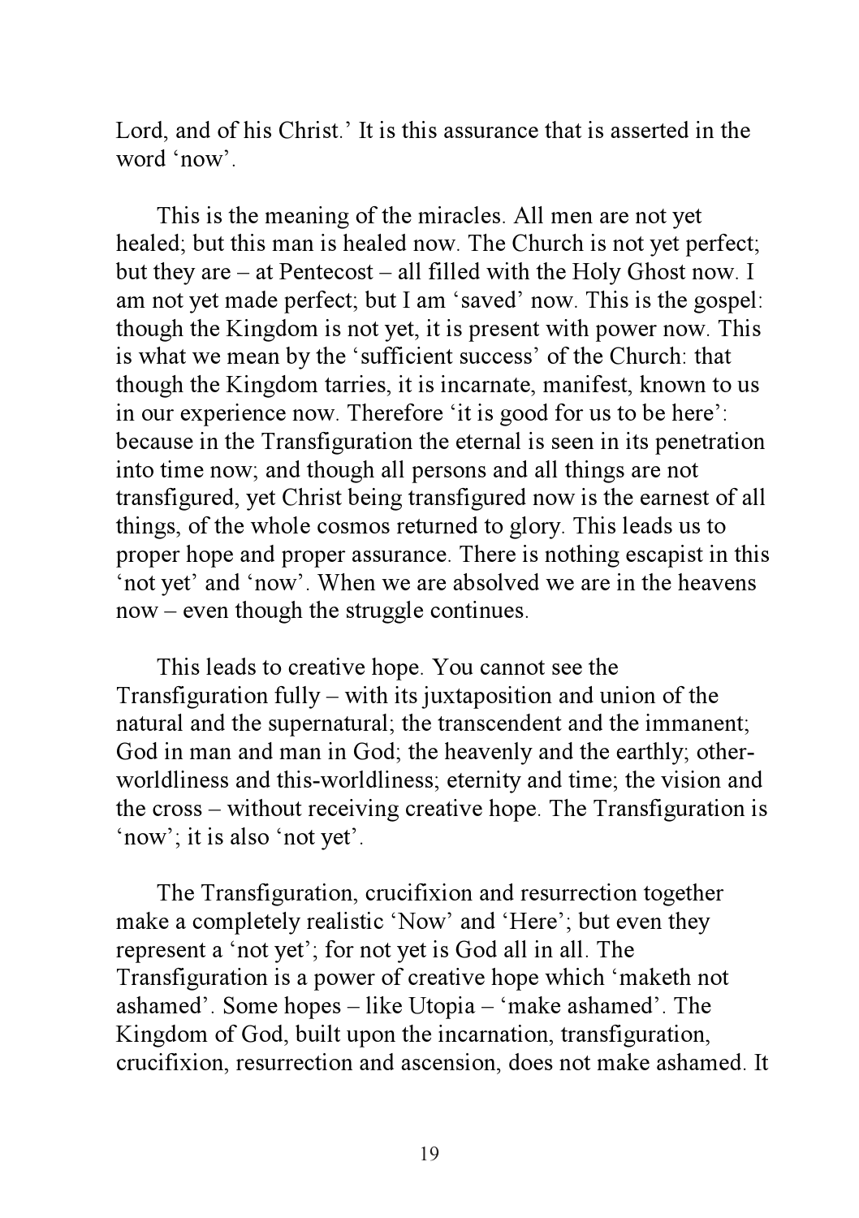Lord, and of his Christ.' It is this assurance that is asserted in the word 'now'.

This is the meaning of the miracles. All men are not yet healed; but this man is healed now. The Church is not yet perfect; but they are – at Pentecost – all filled with the Holy Ghost now. I am not yet made perfect; but I am 'saved' now. This is the gospel: though the Kingdom is not yet, it is present with power now. This is what we mean by the 'sufficient success' of the Church: that though the Kingdom tarries, it is incarnate, manifest, known to us in our experience now. Therefore 'it is good for us to be here': because in the Transfiguration the eternal is seen in its penetration into time now; and though all persons and all things are not transfigured, yet Christ being transfigured now is the earnest of all things, of the whole cosmos returned to glory. This leads us to proper hope and proper assurance. There is nothing escapist in this 'not yet' and 'now'. When we are absolved we are in the heavens now – even though the struggle continues.

This leads to creative hope. You cannot see the Transfiguration fully – with its juxtaposition and union of the natural and the supernatural; the transcendent and the immanent; God in man and man in God; the heavenly and the earthly; other-worldliness and this-worldliness; eternity and time; the vision and the cross – without receiving creative hope. The Transfiguration is 'now'; it is also 'not yet'.

The Transfiguration, crucifixion and resurrection together make a completely realistic 'Now' and 'Here'; but even they represent a 'not yet'; for not yet is God all in all. The Transfiguration is a power of creative hope which 'maketh not ashamed'. Some hopes – like Utopia – 'make ashamed'. The Kingdom of God, built upon the incarnation, transfiguration, crucifixion, resurrection and ascension, does not make ashamed. It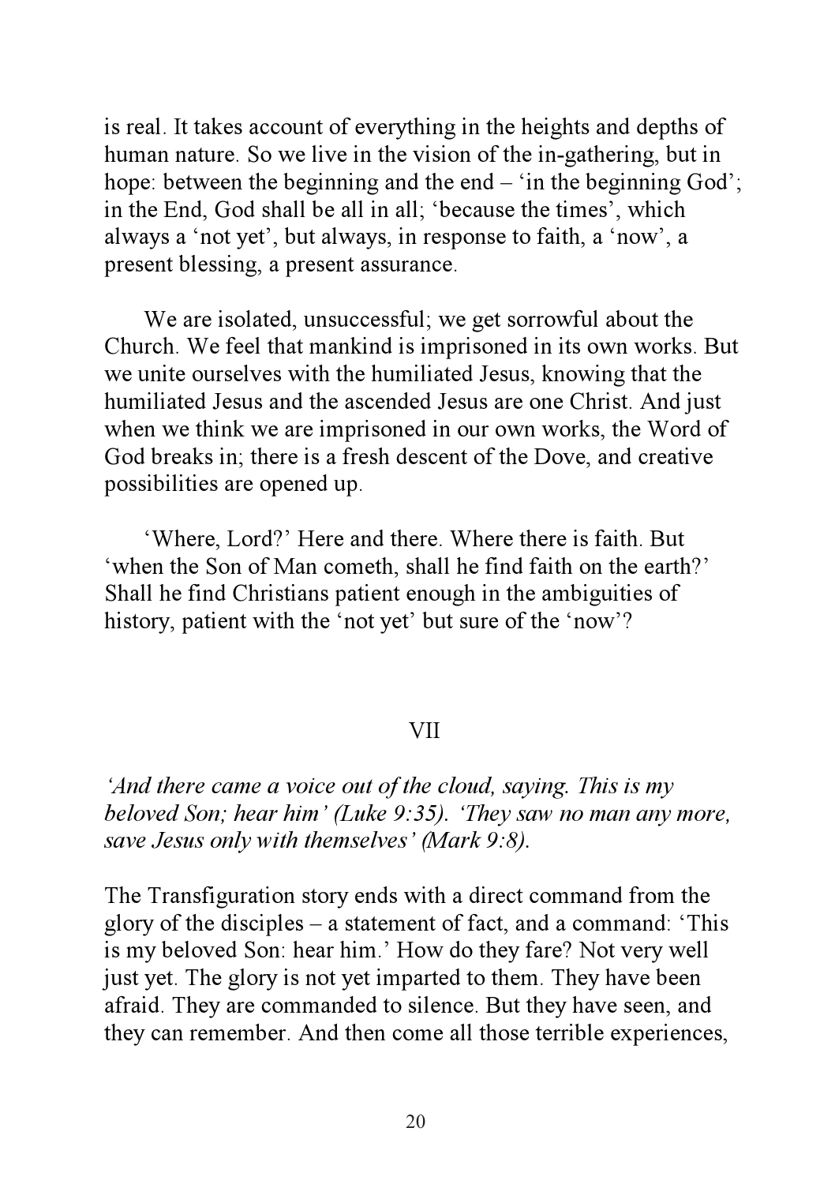is real. It takes account of everything in the heights and depths of human nature. So we live in the vision of the in-gathering, but in hope: between the beginning and the end – 'in the beginning God'; in the End, God shall be all in all; 'because the times', which always a 'not yet', but always, in response to faith, a 'now', a present blessing, a present assurance.

We are isolated, unsuccessful; we get sorrowful about the Church. We feel that mankind is imprisoned in its own works. But we unite ourselves with the humiliated Jesus, knowing that the humiliated Jesus and the ascended Jesus are one Christ. And just when we think we are imprisoned in our own works, the Word of God breaks in; there is a fresh descent of the Dove, and creative possibilities are opened up.

'Where, Lord?' Here and there. Where there is faith. But 'when the Son of Man cometh, shall he find faith on the earth?' Shall he find Christians patient enough in the ambiguities of history, patient with the 'not yet' but sure of the 'now'?

## VII

*'And there came a voice out of the cloud, saying. This is my beloved Son; hear him' (Luke 9:35). 'They saw no man any more, save Jesus only with themselves' (Mark 9:8).*

The Transfiguration story ends with a direct command from the glory of the disciples – a statement of fact, and a command: 'This is my beloved Son: hear him.' How do they fare? Not very well just yet. The glory is not yet imparted to them. They have been afraid. They are commanded to silence. But they have seen, and they can remember. And then come all those terrible experiences,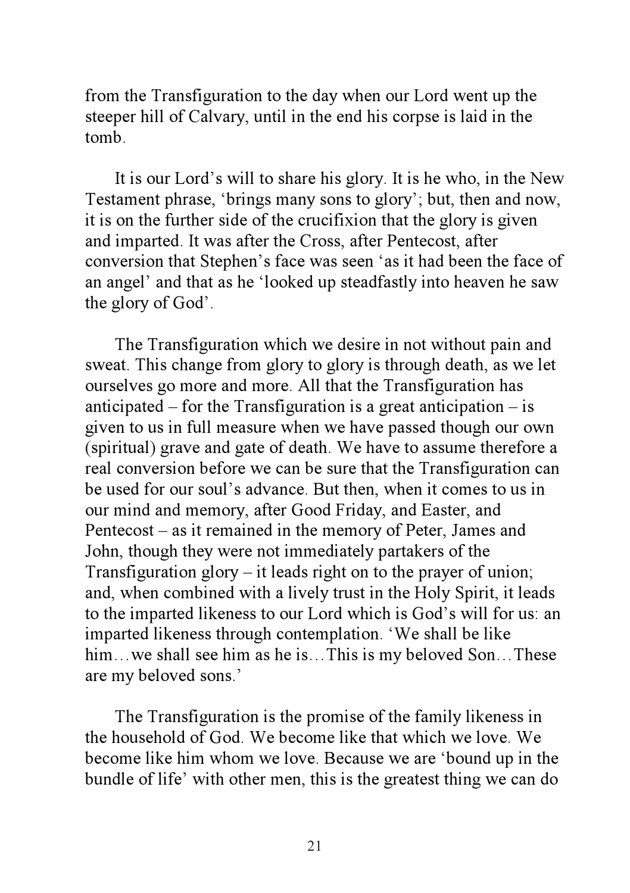from the Transfiguration to the day when our Lord went up the steeper hill of Calvary, until in the end his corpse is laid in the tomb.

It is our Lord's will to share his glory. It is he who, in the New Testament phrase, 'brings many sons to glory'; but, then and now, it is on the further side of the crucifixion that the glory is given and imparted. It was after the Cross, after Pentecost, after conversion that Stephen's face was seen 'as it had been the face of an angel' and that as he 'looked up steadfastly into heaven he saw the glory of God'.

The Transfiguration which we desire in not without pain and sweat. This change from glory to glory is through death, as we let ourselves go more and more. All that the Transfiguration has anticipated – for the Transfiguration is a great anticipation – is given to us in full measure when we have passed though our own (spiritual) grave and gate of death. We have to assume therefore a real conversion before we can be sure that the Transfiguration can be used for our soul's advance. But then, when it comes to us in our mind and memory, after Good Friday, and Easter, and Pentecost – as it remained in the memory of Peter, James and John, though they were not immediately partakers of the Transfiguration glory – it leads right on to the prayer of union; and, when combined with a lively trust in the Holy Spirit, it leads to the imparted likeness to our Lord which is God's will for us: an imparted likeness through contemplation. 'We shall be like him…we shall see him as he is…This is my beloved Son…These are my beloved sons.'

The Transfiguration is the promise of the family likeness in the household of God. We become like that which we love. We become like him whom we love. Because we are 'bound up in the bundle of life' with other men, this is the greatest thing we can do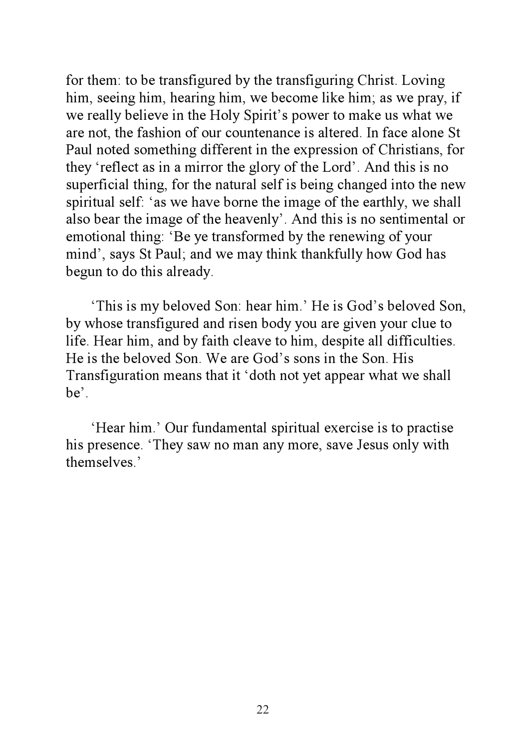for them: to be transfigured by the transfiguring Christ. Loving him, seeing him, hearing him, we become like him; as we pray, if we really believe in the Holy Spirit's power to make us what we are not, the fashion of our countenance is altered. In face alone St Paul noted something different in the expression of Christians, for they 'reflect as in a mirror the glory of the Lord'. And this is no superficial thing, for the natural self is being changed into the new spiritual self: 'as we have borne the image of the earthly, we shall also bear the image of the heavenly'. And this is no sentimental or emotional thing: 'Be ye transformed by the renewing of your mind', says St Paul; and we may think thankfully how God has begun to do this already.

'This is my beloved Son: hear him.' He is God's beloved Son, by whose transfigured and risen body you are given your clue to life. Hear him, and by faith cleave to him, despite all difficulties. He is the beloved Son. We are God's sons in the Son. His Transfiguration means that it 'doth not yet appear what we shall be'.

'Hear him.' Our fundamental spiritual exercise is to practise his presence. 'They saw no man any more, save Jesus only with themselves.'